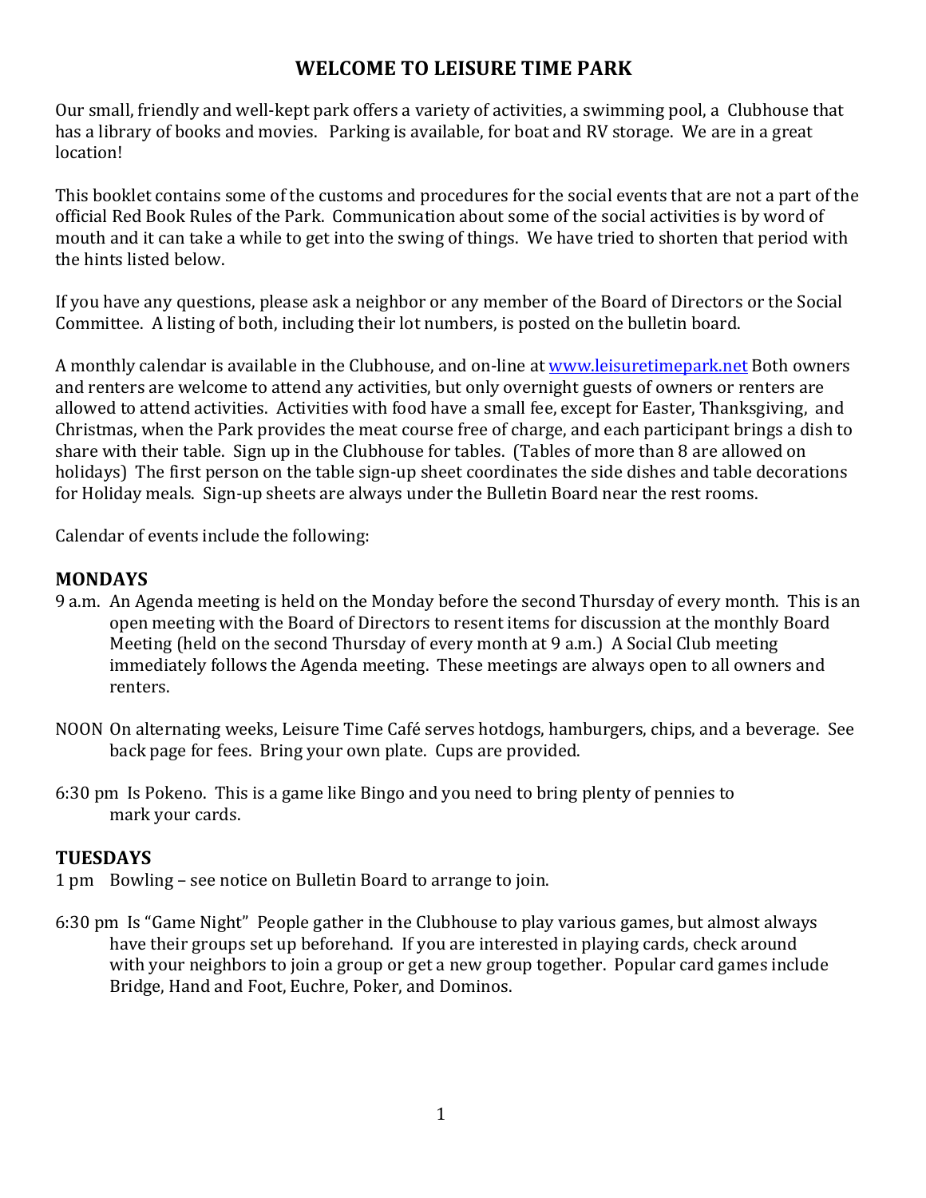# WELCOME TO LEISURE TIME PARK

Our small, friendly and well-kept park offers a variety of activities, a swimming pool, a Clubhouse that has a library of books and movies. Parking is available, for boat and RV storage. We are in a great location!

This booklet contains some of the customs and procedures for the social events that are not a part of the official Red Book Rules of the Park. Communication about some of the social activities is by word of mouth and it can take a while to get into the swing of things. We have tried to shorten that period with the hints listed below.

If you have any questions, please ask a neighbor or any member of the Board of Directors or the Social Committee. A listing of both, including their lot numbers, is posted on the bulletin board.

A monthly calendar is available in the Clubhouse, and on-line at [www.leisuretimepark.net](http://www.leisuretimepark.net) Both owners and renters are welcome to attend any activities, but only overnight guests of owners or renters are allowed to attend activities. Activities with food have a small fee, except for Easter, Thanksgiving, and Christmas, when the Park provides the meat course free of charge, and each participant brings a dish to share with their table. Sign up in the Clubhouse for tables. (Tables of more than 8 are allowed on holidays) The first person on the table sign-up sheet coordinates the side dishes and table decorations for Holiday meals. Sign-up sheets are always under the Bulletin Board near the rest rooms.

Calendar of events include the following:

## MONDAYS

9 a.m. An Agenda meeting is held on the Monday before the second Thursday of every month. This is an open meeting with the Board of Directors to resent items for discussion at the monthly Board Meeting (held on the second Thursday of every month at 9 a.m.) A Social Club meeting immediately follows the Agenda meeting. These meetings are always open to all owners and renters.

NOON On alternating weeks, Leisure Time Café serves hotdogs, hamburgers, chips, and a beverage. See back page for fees. Bring your own plate. Cups are provided.

6:30 pm Is Pokeno. This is a game like Bingo and you need to bring plenty of pennies to mark your cards.

## TUESDAYS

1 pm Bowling – see notice on Bulletin Board to arrange to join.

6:30 pm Is "Game Night" People gather in the Clubhouse to play various games, but almost always have their groups set up beforehand. If you are interested in playing cards, check around with your neighbors to join a group or get a new group together. Popular card games include Bridge, Hand and Foot, Euchre, Poker, and Dominos.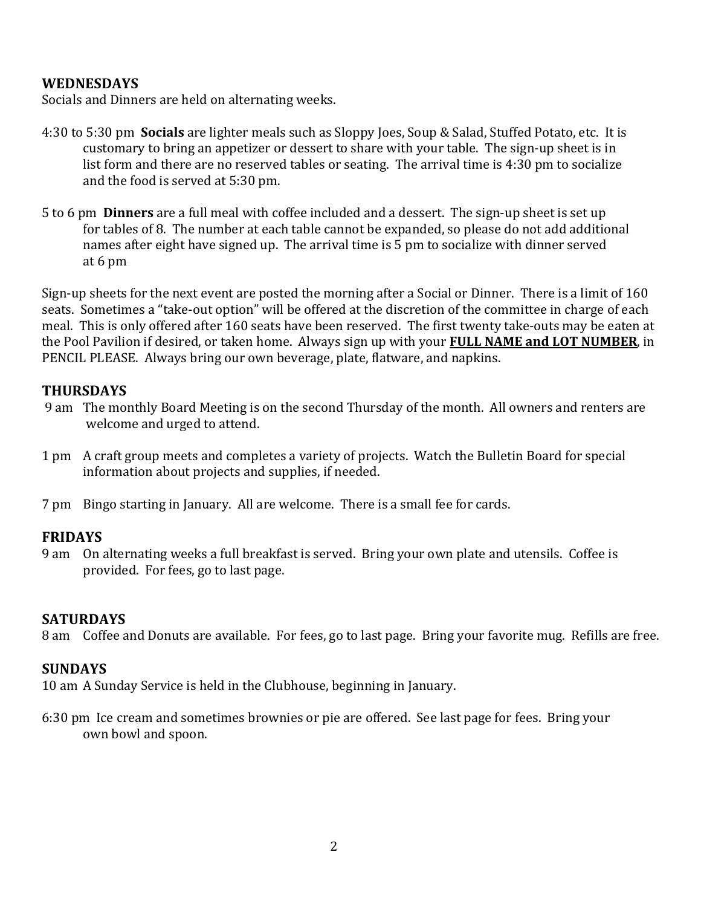## WEDNESDAYS

Socials and Dinners are held on alternating weeks.

4:30 to 5:30 pm **Socials** are lighter meals such as Sloppy Joes, Soup & Salad, Stuffed Potato, etc. It is customary to bring an appetizer or dessert to share with your table. The sign-up sheet is in list form and there are no reserved tables or seating. The arrival time is 4:30 pm to socialize and the food is served at 5:30 pm.

5 to 6 pm **Dinners** are a full meal with coffee included and a dessert. The sign-up sheet is set up for tables of 8. The number at each table cannot be expanded, so please do not add additional names after eight have signed up. The arrival time is 5 pm to socialize with dinner served at 6 pm

Sign-up sheets for the next event are posted the morning after a Social or Dinner. There is a limit of 160 seats. Sometimes a "take-out option" will be offered at the discretion of the committee in charge of each meal. This is only offered after 160 seats have been reserved. The first twenty take-outs may be eaten at the Pool Pavilion if desired, or taken home. Always sign up with your **FULL NAME and LOT NUMBER**, in PENCIL PLEASE. Always bring our own beverage, plate, flatware, and napkins.

## THURSDAYS

9 am The monthly Board Meeting is on the second Thursday of the month. All owners and renters are welcome and urged to attend.

1 pm A craft group meets and completes a variety of projects. Watch the Bulletin Board for special information about projects and supplies, if needed.

7 pm Bingo starting in January. All are welcome. There is a small fee for cards.

## FRIDAYS

9 am On alternating weeks a full breakfast is served. Bring your own plate and utensils. Coffee is provided. For fees, go to last page.

## SATURDAYS

8 am Coffee and Donuts are available. For fees, go to last page. Bring your favorite mug. Refills are free.

## SUNDAYS

10 am A Sunday Service is held in the Clubhouse, beginning in January.

6:30 pm Ice cream and sometimes brownies or pie are offered. See last page for fees. Bring your own bowl and spoon.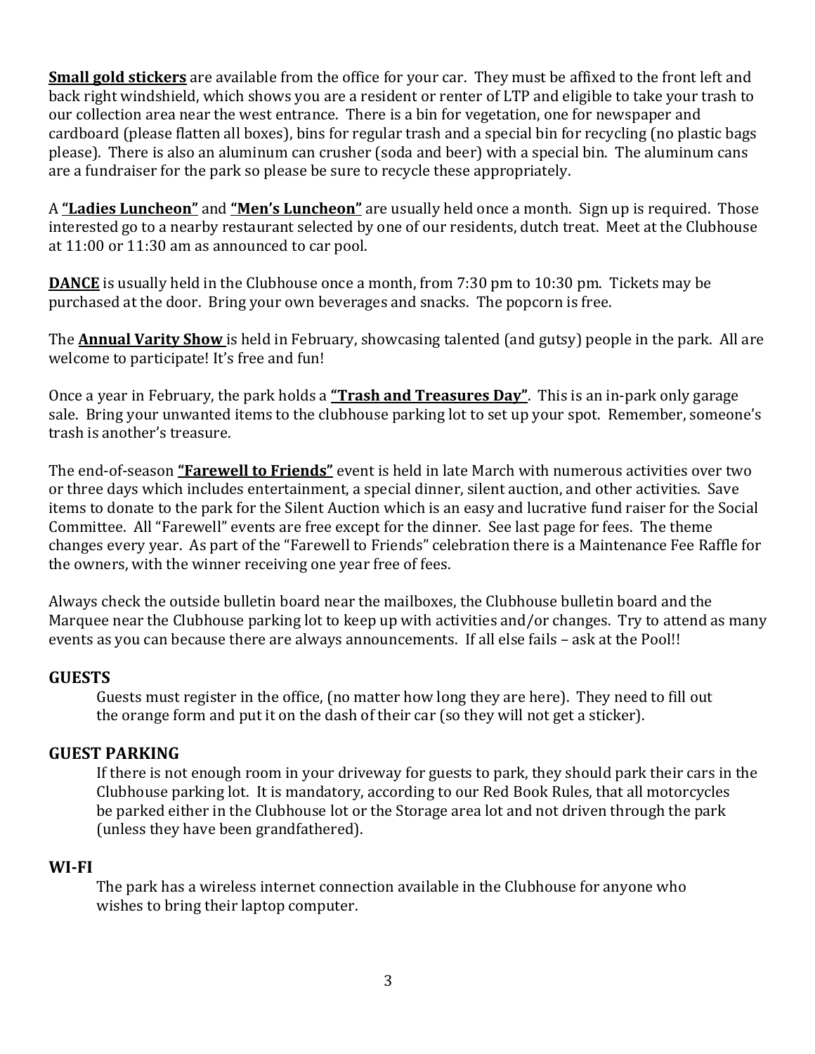**Small gold stickers** are available from the office for your car. They must be affixed to the front left and back right windshield, which shows you are a resident or renter of LTP and eligible to take your trash to our collection area near the west entrance. There is a bin for vegetation, one for newspaper and cardboard (please flatten all boxes), bins for regular trash and a special bin for recycling (no plastic bags please). There is also an aluminum can crusher (soda and beer) with a special bin. The aluminum cans are a fundraiser for the park so please be sure to recycle these appropriately.

A **"Ladies Luncheon"** and **"Men's Luncheon"** are usually held once a month. Sign up is required. Those interested go to a nearby restaurant selected by one of our residents, dutch treat. Meet at the Clubhouse at 11:00 or 11:30 am as announced to car pool.

**DANCE** is usually held in the Clubhouse once a month, from 7:30 pm to 10:30 pm. Tickets may be purchased at the door. Bring your own beverages and snacks. The popcorn is free.

The **Annual Varity Show** is held in February, showcasing talented (and gutsy) people in the park. All are welcome to participate! It's free and fun!

Once a year in February, the park holds a **"Trash and Treasures Day"**. This is an in-park only garage sale. Bring your unwanted items to the clubhouse parking lot to set up your spot. Remember, someone's trash is another's treasure.

The end-of-season **"Farewell to Friends"** event is held in late March with numerous activities over two or three days which includes entertainment, a special dinner, silent auction, and other activities. Save items to donate to the park for the Silent Auction which is an easy and lucrative fund raiser for the Social Committee. All "Farewell" events are free except for the dinner. See last page for fees. The theme changes every year. As part of the "Farewell to Friends" celebration there is a Maintenance Fee Raffle for the owners, with the winner receiving one year free of fees.

Always check the outside bulletin board near the mailboxes, the Clubhouse bulletin board and the Marquee near the Clubhouse parking lot to keep up with activities and/or changes. Try to attend as many events as you can because there are always announcements. If all else fails – ask at the Pool!!

## GUESTS

Guests must register in the office, (no matter how long they are here). They need to fill out the orange form and put it on the dash of their car (so they will not get a sticker).

## GUEST PARKING

If there is not enough room in your driveway for guests to park, they should park their cars in the Clubhouse parking lot. It is mandatory, according to our Red Book Rules, that all motorcycles be parked either in the Clubhouse lot or the Storage area lot and not driven through the park (unless they have been grandfathered).

## WI-FI

The park has a wireless internet connection available in the Clubhouse for anyone who wishes to bring their laptop computer.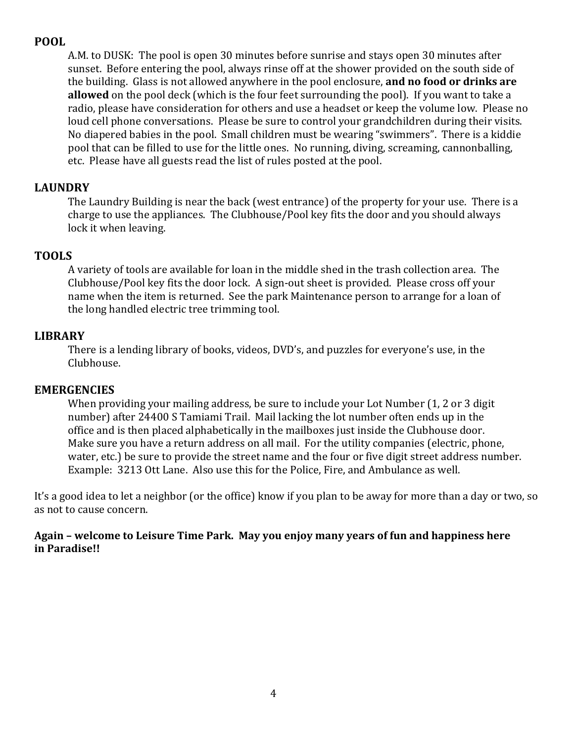## POOL

A.M. to DUSK: The pool is open 30 minutes before sunrise and stays open 30 minutes after sunset. Before entering the pool, always rinse off at the shower provided on the south side of the building. Glass is not allowed anywhere in the pool enclosure, **and no food or drinks are allowed** on the pool deck (which is the four feet surrounding the pool). If you want to take a radio, please have consideration for others and use a headset or keep the volume low. Please no loud cell phone conversations. Please be sure to control your grandchildren during their visits. No diapered babies in the pool. Small children must be wearing "swimmers". There is a kiddie pool that can be filled to use for the little ones. No running, diving, screaming, cannonballing, etc. Please have all guests read the list of rules posted at the pool.

## LAUNDRY

The Laundry Building is near the back (west entrance) of the property for your use. There is a charge to use the appliances. The Clubhouse/Pool key fits the door and you should always lock it when leaving.

## TOOLS

A variety of tools are available for loan in the middle shed in the trash collection area. The Clubhouse/Pool key fits the door lock. A sign-out sheet is provided. Please cross off your name when the item is returned. See the park Maintenance person to arrange for a loan of the long handled electric tree trimming tool.

## LIBRARY

There is a lending library of books, videos, DVD's, and puzzles for everyone's use, in the Clubhouse.

## EMERGENCIES

When providing your mailing address, be sure to include your Lot Number (1, 2 or 3 digit number) after 24400 S Tamiami Trail. Mail lacking the lot number often ends up in the office and is then placed alphabetically in the mailboxes just inside the Clubhouse door. Make sure you have a return address on all mail. For the utility companies (electric, phone, water, etc.) be sure to provide the street name and the four or five digit street address number. Example: 3213 Ott Lane. Also use this for the Police, Fire, and Ambulance as well.

It's a good idea to let a neighbor (or the office) know if you plan to be away for more than a day or two, so as not to cause concern.

**Again – welcome to Leisure Time Park. May you enjoy many years of fun and happiness here in Paradise!!**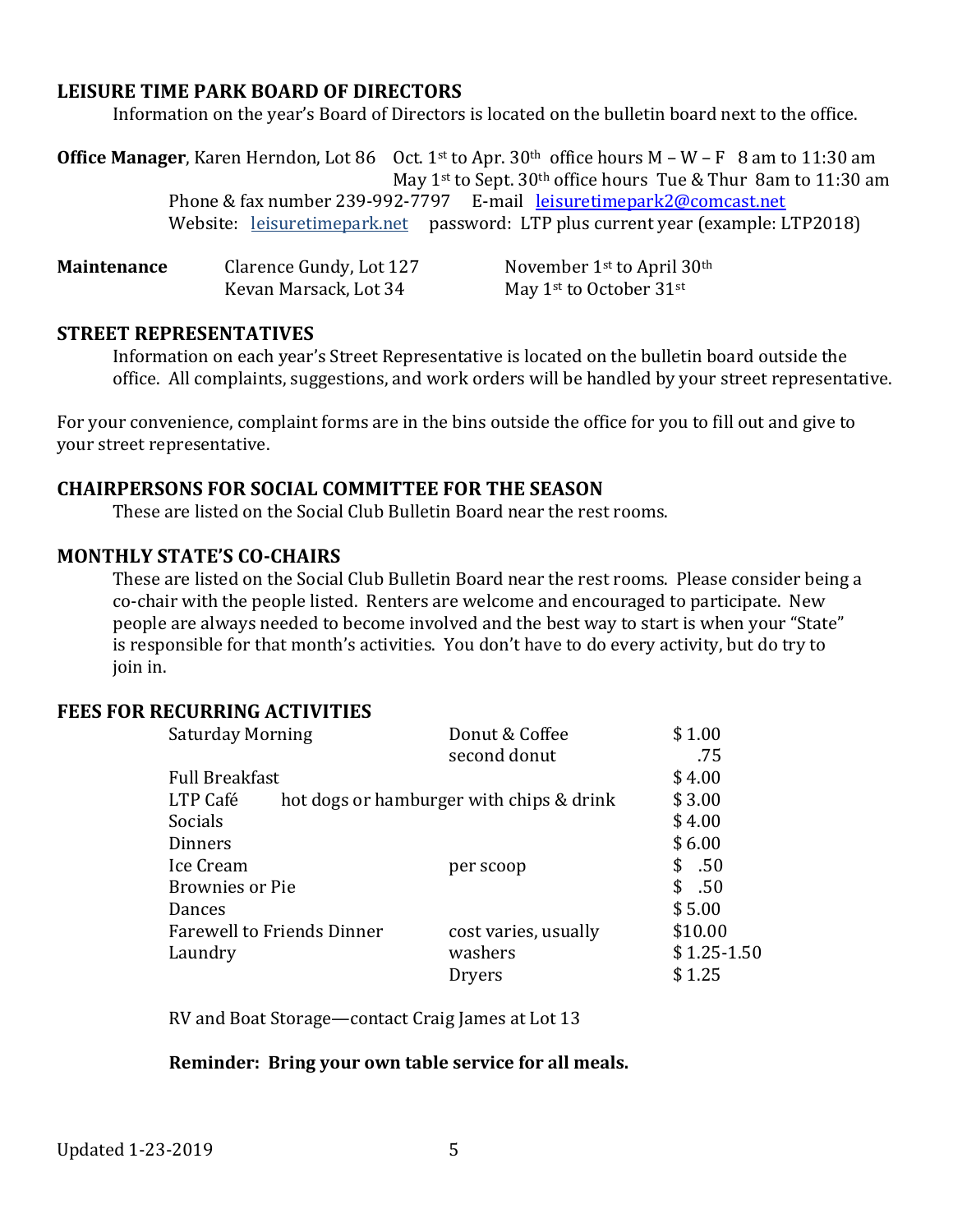## LEISURE TIME PARK BOARD OF DIRECTORS

Information on the year's Board of Directors is located on the bulletin board next to the office.

**Office Manager**, Karen Herndon, Lot 86 Oct. 1st to Apr. 30th office hours M – W – F 8 am to 11:30 am
May 1st to Sept. 30th office hours Tue & Thur 8am to 11:30 am
Phone & fax number 239-992-7797 E-mail leisuretimepark2@comcast.net
Website: leisuretimepark.net password: LTP plus current year (example: LTP2018)

| | | |
|---|---|---|
| **Maintenance** | Clarence Gundy, Lot 127 | November 1st to April 30th |
| | Kevan Marsack, Lot 34 | May 1st to October 31st |

## STREET REPRESENTATIVES

Information on each year's Street Representative is located on the bulletin board outside the office. All complaints, suggestions, and work orders will be handled by your street representative.

For your convenience, complaint forms are in the bins outside the office for you to fill out and give to your street representative.

## CHAIRPERSONS FOR SOCIAL COMMITTEE FOR THE SEASON

These are listed on the Social Club Bulletin Board near the rest rooms.

## MONTHLY STATE'S CO-CHAIRS

These are listed on the Social Club Bulletin Board near the rest rooms. Please consider being a co-chair with the people listed. Renters are welcome and encouraged to participate. New people are always needed to become involved and the best way to start is when your "State" is responsible for that month's activities. You don't have to do every activity, but do try to join in.

## FEES FOR RECURRING ACTIVITIES

| | | |
|---|---|---|
| Saturday Morning | Donut & Coffee | $ 1.00 |
| | second donut | .75 |
| Full Breakfast | | $ 4.00 |
| LTP Café | hot dogs or hamburger with chips & drink | $ 3.00 |
| Socials | | $ 4.00 |
| Dinners | | $ 6.00 |
| Ice Cream | per scoop | $ .50 |
| Brownies or Pie | | $ .50 |
| Dances | | $ 5.00 |
| Farewell to Friends Dinner | cost varies, usually | $10.00 |
| Laundry | washers | $ 1.25-1.50 |
| | Dryers | $ 1.25 |

RV and Boat Storage—contact Craig James at Lot 13

**Reminder: Bring your own table service for all meals.**

Updated 1-23-2019